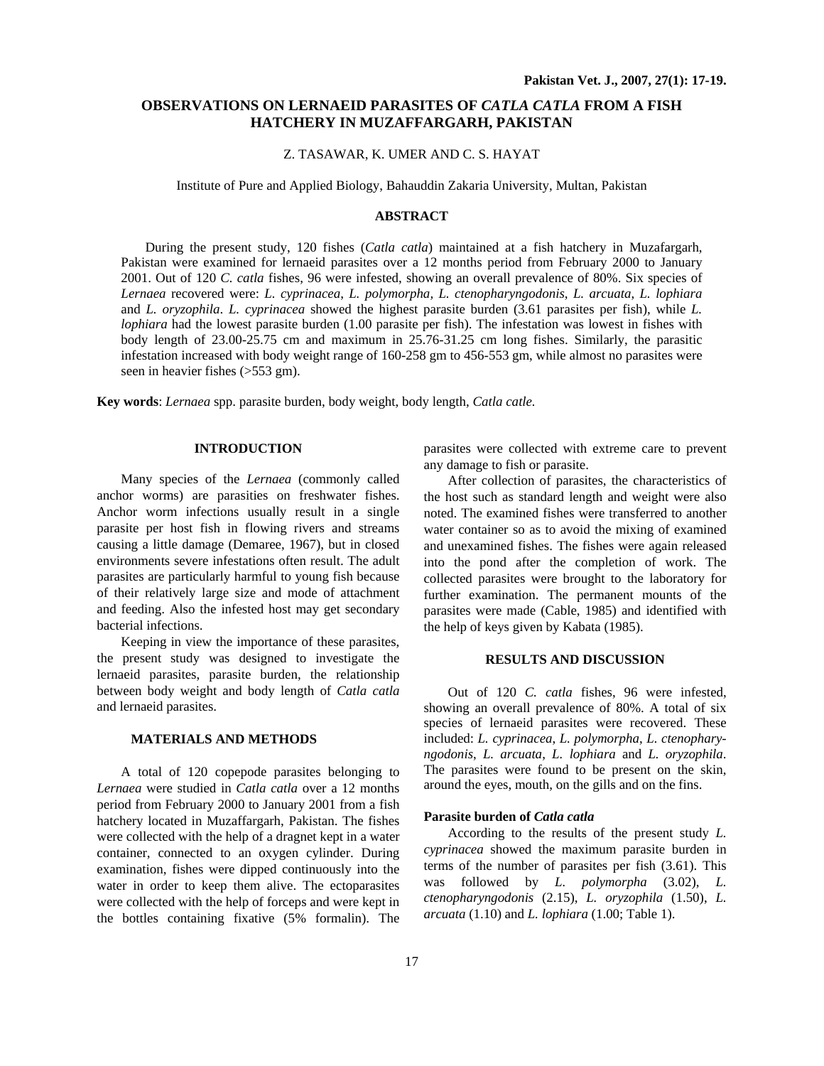# OBSERVATIONS ON LERNAEID PARASITES OF *CATLA CATLA* FROM A FISH HATCHERY IN MUZAFFARGARH, PAKISTAN

Z. TASAWAR, K. UMER AND C. S. HAYAT

Institute of Pure and Applied Biology, Bahauddin Zakaria University, Multan, Pakistan

## ABSTRACT

During the present study, 120 fishes (*Catla catla*) maintained at a fish hatchery in Muzafargarh, Pakistan were examined for lernaeid parasites over a 12 months period from February 2000 to January 2001. Out of 120 *C. catla* fishes, 96 were infested, showing an overall prevalence of 80%. Six species of *Lernaea* recovered were: *L. cyprinacea*, *L. polymorpha, L. ctenopharyngodonis, L. arcuata, L. lophiara* and *L. oryzophila*. *L. cyprinacea* showed the highest parasite burden (3.61 parasites per fish), while *L. lophiara* had the lowest parasite burden (1.00 parasite per fish). The infestation was lowest in fishes with body length of 23.00-25.75 cm and maximum in 25.76-31.25 cm long fishes. Similarly, the parasitic infestation increased with body weight range of 160-258 gm to 456-553 gm, while almost no parasites were seen in heavier fishes (>553 gm).

**Key words**: *Lernaea* spp. parasite burden, body weight, body length, *Catla catle.*

## INTRODUCTION

Many species of the *Lernaea* (commonly called anchor worms) are parasities on freshwater fishes. Anchor worm infections usually result in a single parasite per host fish in flowing rivers and streams causing a little damage (Demaree, 1967), but in closed environments severe infestations often result. The adult parasites are particularly harmful to young fish because of their relatively large size and mode of attachment and feeding. Also the infested host may get secondary bacterial infections.

Keeping in view the importance of these parasites, the present study was designed to investigate the lernaeid parasites, parasite burden, the relationship between body weight and body length of *Catla catla* and lernaeid parasites.

## MATERIALS AND METHODS

A total of 120 copepode parasites belonging to *Lernaea* were studied in *Catla catla* over a 12 months period from February 2000 to January 2001 from a fish hatchery located in Muzaffargarh, Pakistan. The fishes were collected with the help of a dragnet kept in a water container, connected to an oxygen cylinder. During examination, fishes were dipped continuously into the water in order to keep them alive. The ectoparasites were collected with the help of forceps and were kept in the bottles containing fixative (5% formalin). The parasites were collected with extreme care to prevent any damage to fish or parasite.

After collection of parasites, the characteristics of the host such as standard length and weight were also noted. The examined fishes were transferred to another water container so as to avoid the mixing of examined and unexamined fishes. The fishes were again released into the pond after the completion of work. The collected parasites were brought to the laboratory for further examination. The permanent mounts of the parasites were made (Cable, 1985) and identified with the help of keys given by Kabata (1985).

## RESULTS AND DISCUSSION

Out of 120 *C. catla* fishes, 96 were infested, showing an overall prevalence of 80%. A total of six species of lernaeid parasites were recovered. These included: *L. cyprinacea*, *L. polymorpha*, *L. ctenopharyngodonis*, *L. arcuata*, *L. lophiara* and *L. oryzophila*. The parasites were found to be present on the skin, around the eyes, mouth, on the gills and on the fins.

### Parasite burden of *Catla catla*

According to the results of the present study *L. cyprinacea* showed the maximum parasite burden in terms of the number of parasites per fish (3.61). This was followed by *L. polymorpha* (3.02), *L. ctenopharyngodonis* (2.15), *L. oryzophila* (1.50), *L. arcuata* (1.10) and *L. lophiara* (1.00; Table 1).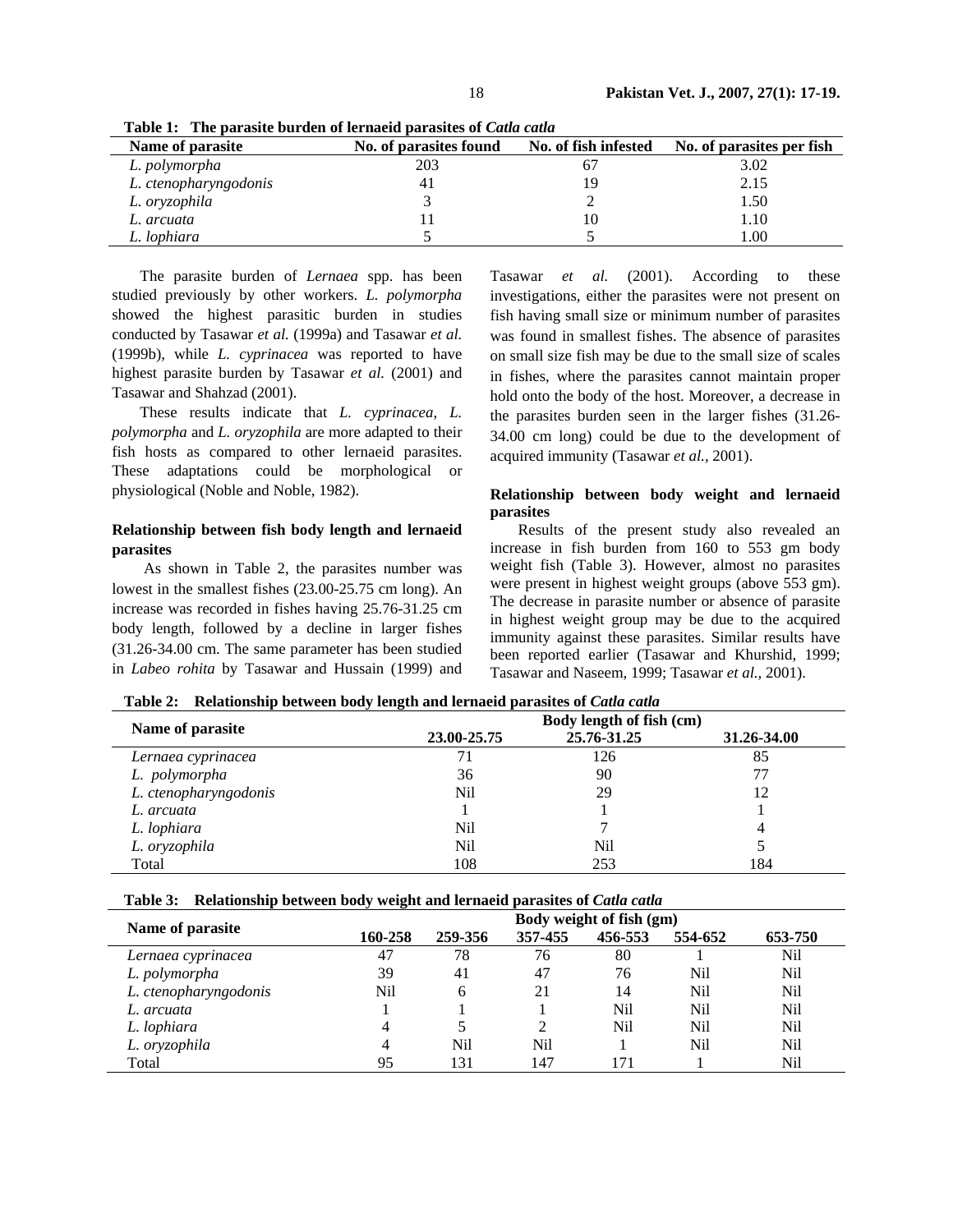**Table 1: The parasite burden of lernaeid parasites of *Catla catla***

| Name of parasite | No. of parasites found | No. of fish infested | No. of parasites per fish |
|---|---|---|---|
| *L. polymorpha* | 203 | 67 | 3.02 |
| *L. ctenopharyngodonis* | 41 | 19 | 2.15 |
| *L. oryzophila* | 3 | 2 | 1.50 |
| *L. arcuata* | 11 | 10 | 1.10 |
| *L. lophiara* | 5 | 5 | 1.00 |

The parasite burden of *Lernaea* spp. has been studied previously by other workers. *L. polymorpha* showed the highest parasitic burden in studies conducted by Tasawar *et al.* (1999a) and Tasawar *et al.* (1999b), while *L. cyprinacea* was reported to have highest parasite burden by Tasawar *et al.* (2001) and Tasawar and Shahzad (2001).

These results indicate that *L. cyprinacea*, *L. polymorpha* and *L. oryzophila* are more adapted to their fish hosts as compared to other lernaeid parasites. These adaptations could be morphological or physiological (Noble and Noble, 1982).

### Relationship between fish body length and lernaeid parasites

As shown in Table 2, the parasites number was lowest in the smallest fishes (23.00-25.75 cm long). An increase was recorded in fishes having 25.76-31.25 cm body length, followed by a decline in larger fishes (31.26-34.00 cm. The same parameter has been studied in *Labeo rohita* by Tasawar and Hussain (1999) and Tasawar *et al.* (2001). According to these investigations, either the parasites were not present on fish having small size or minimum number of parasites was found in smallest fishes. The absence of parasites on small size fish may be due to the small size of scales in fishes, where the parasites cannot maintain proper hold onto the body of the host. Moreover, a decrease in the parasites burden seen in the larger fishes (31.26-34.00 cm long) could be due to the development of acquired immunity (Tasawar *et al.*, 2001).

### Relationship between body weight and lernaeid parasites

Results of the present study also revealed an increase in fish burden from 160 to 553 gm body weight fish (Table 3). However, almost no parasites were present in highest weight groups (above 553 gm). The decrease in parasite number or absence of parasite in highest weight group may be due to the acquired immunity against these parasites. Similar results have been reported earlier (Tasawar and Khurshid, 1999; Tasawar and Naseem, 1999; Tasawar *et al.*, 2001).

**Table 2: Relationship between body length and lernaeid parasites of *Catla catla***

| Name of parasite | Body length of fish (cm) | | |
|---|---|---|---|
| | 23.00-25.75 | 25.76-31.25 | 31.26-34.00 |
| *Lernaea cyprinacea* | 71 | 126 | 85 |
| *L. polymorpha* | 36 | 90 | 77 |
| *L. ctenopharyngodonis* | Nil | 29 | 12 |
| *L. arcuata* | 1 | 1 | 1 |
| *L. lophiara* | Nil | 7 | 4 |
| *L. oryzophila* | Nil | Nil | 5 |
| Total | 108 | 253 | 184 |

**Table 3: Relationship between body weight and lernaeid parasites of *Catla catla***

| Name of parasite | Body weight of fish (gm) | | | | | |
|---|---|---|---|---|---|---|
| | 160-258 | 259-356 | 357-455 | 456-553 | 554-652 | 653-750 |
| *Lernaea cyprinacea* | 47 | 78 | 76 | 80 | 1 | Nil |
| *L. polymorpha* | 39 | 41 | 47 | 76 | Nil | Nil |
| *L. ctenopharyngodonis* | Nil | 6 | 21 | 14 | Nil | Nil |
| *L. arcuata* | 1 | 1 | 1 | Nil | Nil | Nil |
| *L. lophiara* | 4 | 5 | 2 | Nil | Nil | Nil |
| *L. oryzophila* | 4 | Nil | Nil | 1 | Nil | Nil |
| Total | 95 | 131 | 147 | 171 | 1 | Nil |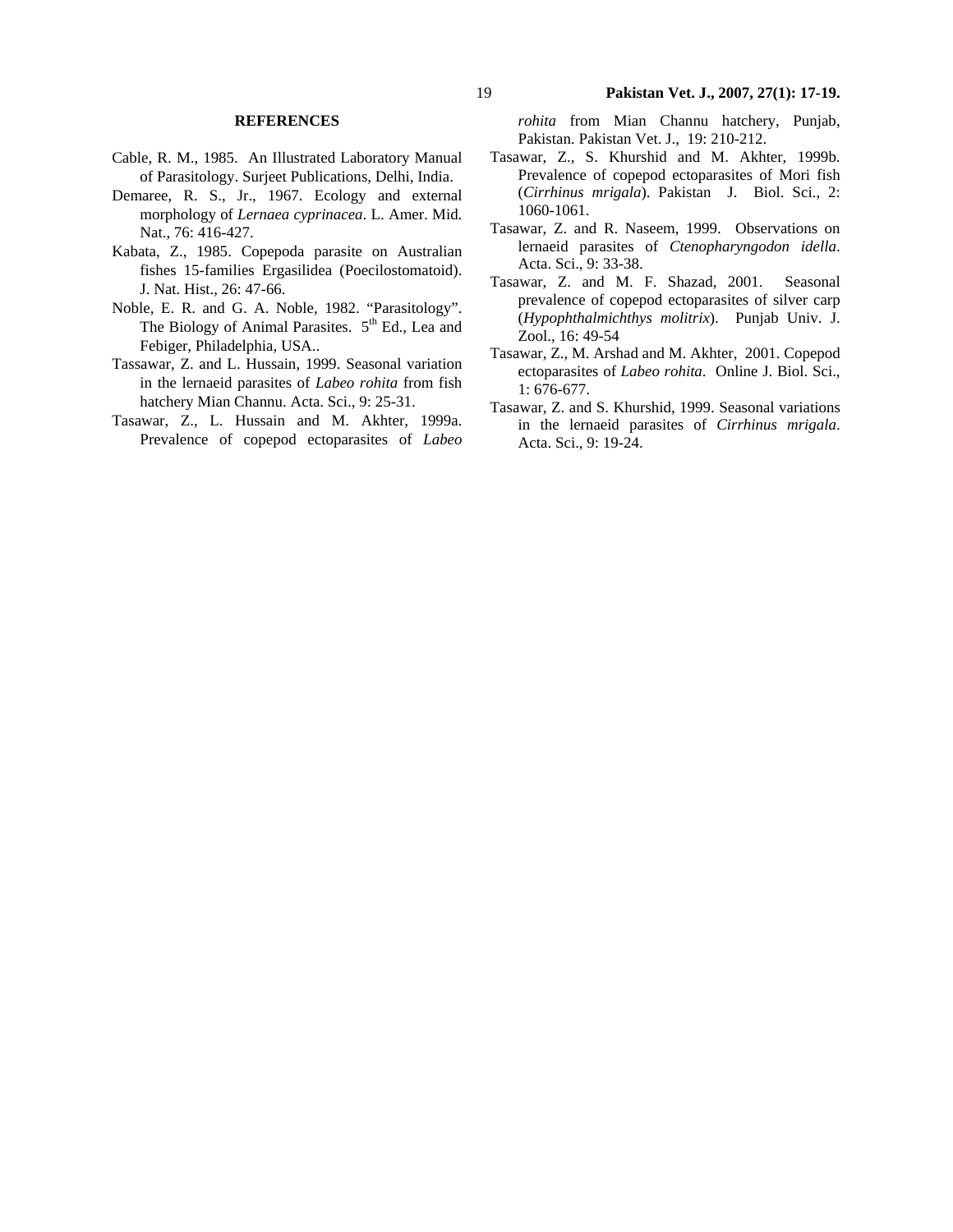## REFERENCES

Cable, R. M., 1985. An Illustrated Laboratory Manual of Parasitology. Surjeet Publications, Delhi, India.

Demaree, R. S., Jr., 1967. Ecology and external morphology of *Lernaea cyprinacea*. L. Amer. Mid. Nat., 76: 416-427.

Kabata, Z., 1985. Copepoda parasite on Australian fishes 15-families Ergasilidea (Poecilostomatoid). J. Nat. Hist., 26: 47-66.

Noble, E. R. and G. A. Noble, 1982. "Parasitology". The Biology of Animal Parasites. 5th Ed., Lea and Febiger, Philadelphia, USA..

Tassawar, Z. and L. Hussain, 1999. Seasonal variation in the lernaeid parasites of *Labeo rohita* from fish hatchery Mian Channu. Acta. Sci., 9: 25-31.

Tasawar, Z., L. Hussain and M. Akhter, 1999a. Prevalence of copepod ectoparasites of *Labeo rohita* from Mian Channu hatchery, Punjab, Pakistan. Pakistan Vet. J., 19: 210-212.

Tasawar, Z., S. Khurshid and M. Akhter, 1999b. Prevalence of copepod ectoparasites of Mori fish (*Cirrhinus mrigala*). Pakistan J. Biol. Sci., 2: 1060-1061.

Tasawar, Z. and R. Naseem, 1999. Observations on lernaeid parasites of *Ctenopharyngodon idella*. Acta. Sci., 9: 33-38.

Tasawar, Z. and M. F. Shazad, 2001. Seasonal prevalence of copepod ectoparasites of silver carp (*Hypophthalmichthys molitrix*). Punjab Univ. J. Zool., 16: 49-54

Tasawar, Z., M. Arshad and M. Akhter, 2001. Copepod ectoparasites of *Labeo rohita*. Online J. Biol. Sci., 1: 676-677.

Tasawar, Z. and S. Khurshid, 1999. Seasonal variations in the lernaeid parasites of *Cirrhinus mrigala*. Acta. Sci., 9: 19-24.